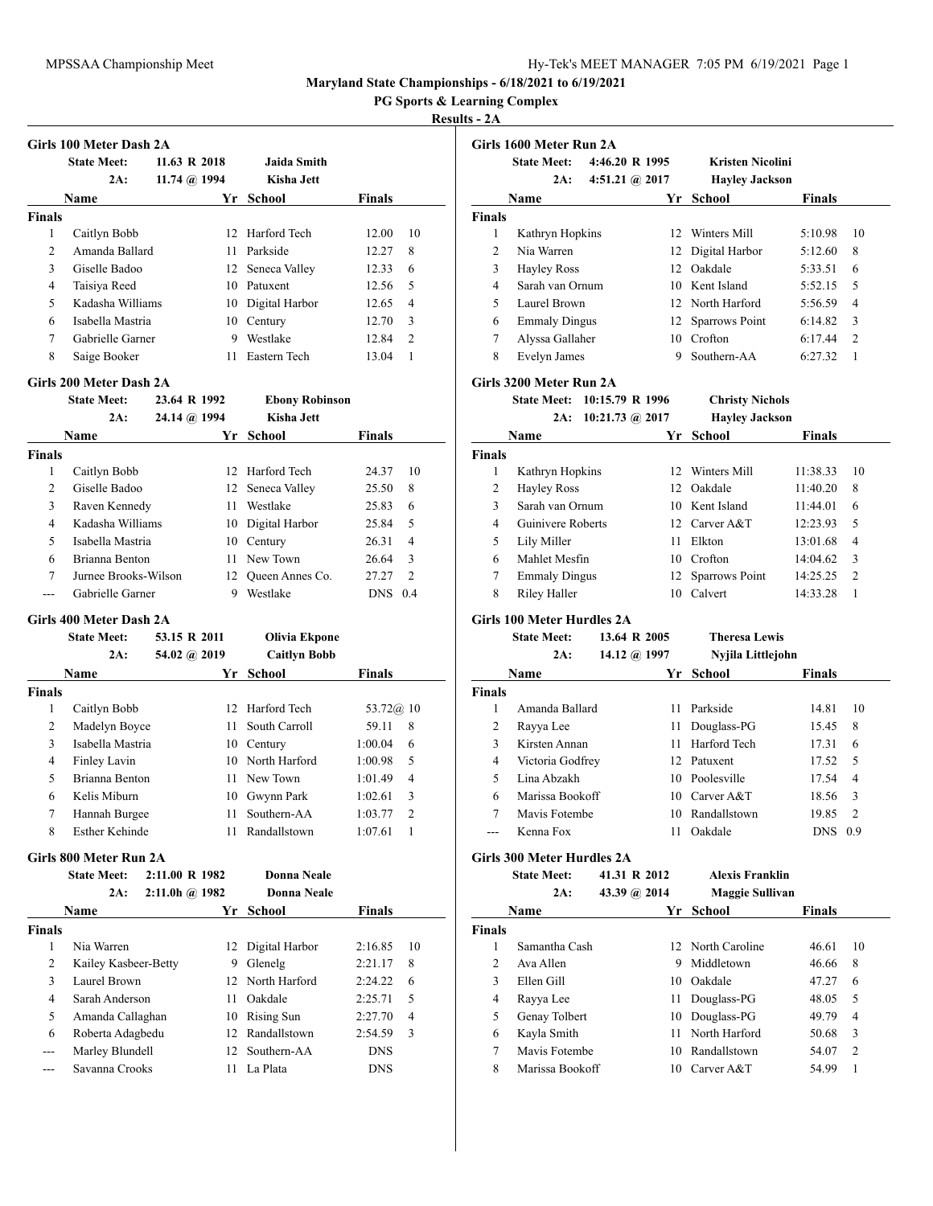**Maryland State Championships - 6/18/2021 to 6/19/2021**

**PG Sports & Learning Complex**

**Results - 2A**

### Girls 100 Meter Dash 2A

State Meet: 11.63 R 2018 Jaida Smith
2A: 11.74 @ 1994 Kisha Jett

| | Name | Yr | School | Finals | |
|---|---|---|---|---|---|
| **Finals** | | | | | |
| 1 | Caitlyn Bobb | 12 | Harford Tech | 12.00 | 10 |
| 2 | Amanda Ballard | 11 | Parkside | 12.27 | 8 |
| 3 | Giselle Badoo | 12 | Seneca Valley | 12.33 | 6 |
| 4 | Taisiya Reed | 10 | Patuxent | 12.56 | 5 |
| 5 | Kadasha Williams | 10 | Digital Harbor | 12.65 | 4 |
| 6 | Isabella Mastria | 10 | Century | 12.70 | 3 |
| 7 | Gabrielle Garner | 9 | Westlake | 12.84 | 2 |
| 8 | Saige Booker | 11 | Eastern Tech | 13.04 | 1 |

### Girls 200 Meter Dash 2A

State Meet: 23.64 R 1992 Ebony Robinson
2A: 24.14 @ 1994 Kisha Jett

| | Name | Yr | School | Finals | |
|---|---|---|---|---|---|
| **Finals** | | | | | |
| 1 | Caitlyn Bobb | 12 | Harford Tech | 24.37 | 10 |
| 2 | Giselle Badoo | 12 | Seneca Valley | 25.50 | 8 |
| 3 | Raven Kennedy | 11 | Westlake | 25.83 | 6 |
| 4 | Kadasha Williams | 10 | Digital Harbor | 25.84 | 5 |
| 5 | Isabella Mastria | 10 | Century | 26.31 | 4 |
| 6 | Brianna Benton | 11 | New Town | 26.64 | 3 |
| 7 | Jurnee Brooks-Wilson | 12 | Queen Annes Co. | 27.27 | 2 |
| --- | Gabrielle Garner | 9 | Westlake | DNS | 0.4 |

### Girls 400 Meter Dash 2A

State Meet: 53.15 R 2011 Olivia Ekpone
2A: 54.02 @ 2019 Caitlyn Bobb

| | Name | Yr | School | Finals | |
|---|---|---|---|---|---|
| **Finals** | | | | | |
| 1 | Caitlyn Bobb | 12 | Harford Tech | 53.72@ | 10 |
| 2 | Madelyn Boyce | 11 | South Carroll | 59.11 | 8 |
| 3 | Isabella Mastria | 10 | Century | 1:00.04 | 6 |
| 4 | Finley Lavin | 10 | North Harford | 1:00.98 | 5 |
| 5 | Brianna Benton | 11 | New Town | 1:01.49 | 4 |
| 6 | Kelis Miburn | 10 | Gwynn Park | 1:02.61 | 3 |
| 7 | Hannah Burgee | 11 | Southern-AA | 1:03.77 | 2 |
| 8 | Esther Kehinde | 11 | Randallstown | 1:07.61 | 1 |

### Girls 800 Meter Run 2A

State Meet: 2:11.00 R 1982 Donna Neale
2A: 2:11.0h @ 1982 Donna Neale

| | Name | Yr | School | Finals | |
|---|---|---|---|---|---|
| **Finals** | | | | | |
| 1 | Nia Warren | 12 | Digital Harbor | 2:16.85 | 10 |
| 2 | Kailey Kasbeer-Betty | 9 | Glenelg | 2:21.17 | 8 |
| 3 | Laurel Brown | 12 | North Harford | 2:24.22 | 6 |
| 4 | Sarah Anderson | 11 | Oakdale | 2:25.71 | 5 |
| 5 | Amanda Callaghan | 10 | Rising Sun | 2:27.70 | 4 |
| 6 | Roberta Adagbedu | 12 | Randallstown | 2:54.59 | 3 |
| --- | Marley Blundell | 12 | Southern-AA | DNS | |
| --- | Savanna Crooks | 11 | La Plata | DNS | |

### Girls 1600 Meter Run 2A

State Meet: 4:46.20 R 1995 Kristen Nicolini
2A: 4:51.21 @ 2017 Hayley Jackson

| | Name | Yr | School | Finals | |
|---|---|---|---|---|---|
| **Finals** | | | | | |
| 1 | Kathryn Hopkins | 12 | Winters Mill | 5:10.98 | 10 |
| 2 | Nia Warren | 12 | Digital Harbor | 5:12.60 | 8 |
| 3 | Hayley Ross | 12 | Oakdale | 5:33.51 | 6 |
| 4 | Sarah van Ornum | 10 | Kent Island | 5:52.15 | 5 |
| 5 | Laurel Brown | 12 | North Harford | 5:56.59 | 4 |
| 6 | Emmaly Dingus | 12 | Sparrows Point | 6:14.82 | 3 |
| 7 | Alyssa Gallaher | 10 | Crofton | 6:17.44 | 2 |
| 8 | Evelyn James | 9 | Southern-AA | 6:27.32 | 1 |

### Girls 3200 Meter Run 2A

State Meet: 10:15.79 R 1996 Christy Nichols
2A: 10:21.73 @ 2017 Hayley Jackson

| | Name | Yr | School | Finals | |
|---|---|---|---|---|---|
| **Finals** | | | | | |
| 1 | Kathryn Hopkins | 12 | Winters Mill | 11:38.33 | 10 |
| 2 | Hayley Ross | 12 | Oakdale | 11:40.20 | 8 |
| 3 | Sarah van Ornum | 10 | Kent Island | 11:44.01 | 6 |
| 4 | Guinivere Roberts | 12 | Carver A&T | 12:23.93 | 5 |
| 5 | Lily Miller | 11 | Elkton | 13:01.68 | 4 |
| 6 | Mahlet Mesfin | 10 | Crofton | 14:04.62 | 3 |
| 7 | Emmaly Dingus | 12 | Sparrows Point | 14:25.25 | 2 |
| 8 | Riley Haller | 10 | Calvert | 14:33.28 | 1 |

### Girls 100 Meter Hurdles 2A

State Meet: 13.64 R 2005 Theresa Lewis
2A: 14.12 @ 1997 Nyjila Littlejohn

| | Name | Yr | School | Finals | |
|---|---|---|---|---|---|
| **Finals** | | | | | |
| 1 | Amanda Ballard | 11 | Parkside | 14.81 | 10 |
| 2 | Rayya Lee | 11 | Douglass-PG | 15.45 | 8 |
| 3 | Kirsten Annan | 11 | Harford Tech | 17.31 | 6 |
| 4 | Victoria Godfrey | 12 | Patuxent | 17.52 | 5 |
| 5 | Lina Abzakh | 10 | Poolesville | 17.54 | 4 |
| 6 | Marissa Bookoff | 10 | Carver A&T | 18.56 | 3 |
| 7 | Mavis Fotembe | 10 | Randallstown | 19.85 | 2 |
| --- | Kenna Fox | 11 | Oakdale | DNS | 0.9 |

### Girls 300 Meter Hurdles 2A

State Meet: 41.31 R 2012 Alexis Franklin
2A: 43.39 @ 2014 Maggie Sullivan

| | Name | Yr | School | Finals | |
|---|---|---|---|---|---|
| **Finals** | | | | | |
| 1 | Samantha Cash | 12 | North Caroline | 46.61 | 10 |
| 2 | Ava Allen | 9 | Middletown | 46.66 | 8 |
| 3 | Ellen Gill | 10 | Oakdale | 47.27 | 6 |
| 4 | Rayya Lee | 11 | Douglass-PG | 48.05 | 5 |
| 5 | Genay Tolbert | 10 | Douglass-PG | 49.79 | 4 |
| 6 | Kayla Smith | 11 | North Harford | 50.68 | 3 |
| 7 | Mavis Fotembe | 10 | Randallstown | 54.07 | 2 |
| 8 | Marissa Bookoff | 10 | Carver A&T | 54.99 | 1 |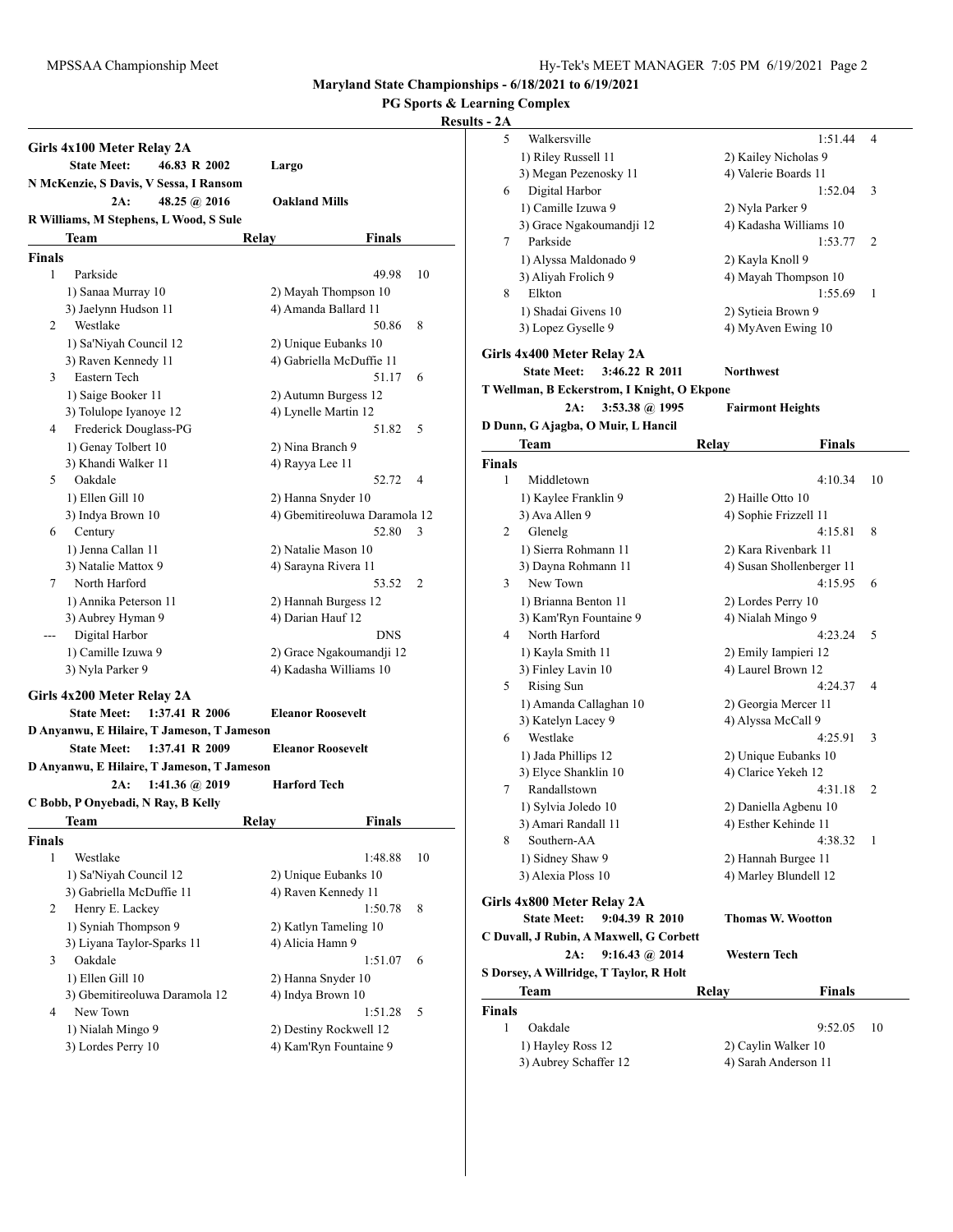**Maryland State Championships - 6/18/2021 to 6/19/2021**

**PG Sports & Learning Complex**

**Results - 2A**

## Girls 4x100 Meter Relay 2A

| | | | |
|---|---|---|---|
| State Meet: | 46.83 R 2002 | Largo | |
| N McKenzie, S Davis, V Sessa, I Ransom | | | |
| 2A: | 48.25 @ 2016 | Oakland Mills | |
| R Williams, M Stephens, L Wood, S Sule | | | |

| | Team | Relay | Finals | |
|---|---|---|---|---|
| **Finals** | | | | |
| 1 | Parkside | | 49.98 | 10 |
| | 1) Sanaa Murray 10 | 2) Mayah Thompson 10 | | |
| | 3) Jaelynn Hudson 11 | 4) Amanda Ballard 11 | | |
| 2 | Westlake | | 50.86 | 8 |
| | 1) Sa'Niyah Council 12 | 2) Unique Eubanks 10 | | |
| | 3) Raven Kennedy 11 | 4) Gabriella McDuffie 11 | | |
| 3 | Eastern Tech | | 51.17 | 6 |
| | 1) Saige Booker 11 | 2) Autumn Burgess 12 | | |
| | 3) Tolulope Iyanoye 12 | 4) Lynelle Martin 12 | | |
| 4 | Frederick Douglass-PG | | 51.82 | 5 |
| | 1) Genay Tolbert 10 | 2) Nina Branch 9 | | |
| | 3) Khandi Walker 11 | 4) Rayya Lee 11 | | |
| 5 | Oakdale | | 52.72 | 4 |
| | 1) Ellen Gill 10 | 2) Hanna Snyder 10 | | |
| | 3) Indya Brown 10 | 4) Gbemitireoluwa Daramola 12 | | |
| 6 | Century | | 52.80 | 3 |
| | 1) Jenna Callan 11 | 2) Natalie Mason 10 | | |
| | 3) Natalie Mattox 9 | 4) Sarayna Rivera 11 | | |
| 7 | North Harford | | 53.52 | 2 |
| | 1) Annika Peterson 11 | 2) Hannah Burgess 12 | | |
| | 3) Aubrey Hyman 9 | 4) Darian Hauf 12 | | |
| --- | Digital Harbor | | DNS | |
| | 1) Camille Izuwa 9 | 2) Grace Ngakoumandji 12 | | |
| | 3) Nyla Parker 9 | 4) Kadasha Williams 10 | | |

## Girls 4x200 Meter Relay 2A

| | | | |
|---|---|---|---|
| State Meet: | 1:37.41 R 2006 | Eleanor Roosevelt | |
| D Anyanwu, E Hilaire, T Jameson, T Jameson | | | |
| State Meet: | 1:37.41 R 2009 | Eleanor Roosevelt | |
| D Anyanwu, E Hilaire, T Jameson, T Jameson | | | |
| 2A: | 1:41.36 @ 2019 | Harford Tech | |
| C Bobb, P Onyebadi, N Ray, B Kelly | | | |

| | Team | Relay | Finals | |
|---|---|---|---|---|
| **Finals** | | | | |
| 1 | Westlake | | 1:48.88 | 10 |
| | 1) Sa'Niyah Council 12 | 2) Unique Eubanks 10 | | |
| | 3) Gabriella McDuffie 11 | 4) Raven Kennedy 11 | | |
| 2 | Henry E. Lackey | | 1:50.78 | 8 |
| | 1) Syniah Thompson 9 | 2) Katlyn Tameling 10 | | |
| | 3) Liyana Taylor-Sparks 11 | 4) Alicia Hamn 9 | | |
| 3 | Oakdale | | 1:51.07 | 6 |
| | 1) Ellen Gill 10 | 2) Hanna Snyder 10 | | |
| | 3) Gbemitireoluwa Daramola 12 | 4) Indya Brown 10 | | |
| 4 | New Town | | 1:51.28 | 5 |
| | 1) Nialah Mingo 9 | 2) Destiny Rockwell 12 | | |
| | 3) Lordes Perry 10 | 4) Kam'Ryn Fountaine 9 | | |
| 5 | Walkersville | | 1:51.44 | 4 |
| | 1) Riley Russell 11 | 2) Kailey Nicholas 9 | | |
| | 3) Megan Pezenosky 11 | 4) Valerie Boards 11 | | |
| 6 | Digital Harbor | | 1:52.04 | 3 |
| | 1) Camille Izuwa 9 | 2) Nyla Parker 9 | | |
| | 3) Grace Ngakoumandji 12 | 4) Kadasha Williams 10 | | |
| 7 | Parkside | | 1:53.77 | 2 |
| | 1) Alyssa Maldonado 9 | 2) Kayla Knoll 9 | | |
| | 3) Aliyah Frolich 9 | 4) Mayah Thompson 10 | | |
| 8 | Elkton | | 1:55.69 | 1 |
| | 1) Shadai Givens 10 | 2) Sytieia Brown 9 | | |
| | 3) Lopez Gyselle 9 | 4) MyAven Ewing 10 | | |

## Girls 4x400 Meter Relay 2A

| | | | |
|---|---|---|---|
| State Meet: | 3:46.22 R 2011 | Northwest | |
| T Wellman, B Eckerstrom, I Knight, O Ekpone | | | |
| 2A: | 3:53.38 @ 1995 | Fairmont Heights | |
| D Dunn, G Ajagba, O Muir, L Hancil | | | |

| | Team | Relay | Finals | |
|---|---|---|---|---|
| **Finals** | | | | |
| 1 | Middletown | | 4:10.34 | 10 |
| | 1) Kaylee Franklin 9 | 2) Haille Otto 10 | | |
| | 3) Ava Allen 9 | 4) Sophie Frizzell 11 | | |
| 2 | Glenelg | | 4:15.81 | 8 |
| | 1) Sierra Rohmann 11 | 2) Kara Rivenbark 11 | | |
| | 3) Dayna Rohmann 11 | 4) Susan Shollenberger 11 | | |
| 3 | New Town | | 4:15.95 | 6 |
| | 1) Brianna Benton 11 | 2) Lordes Perry 10 | | |
| | 3) Kam'Ryn Fountaine 9 | 4) Nialah Mingo 9 | | |
| 4 | North Harford | | 4:23.24 | 5 |
| | 1) Kayla Smith 11 | 2) Emily Iampieri 12 | | |
| | 3) Finley Lavin 10 | 4) Laurel Brown 12 | | |
| 5 | Rising Sun | | 4:24.37 | 4 |
| | 1) Amanda Callaghan 10 | 2) Georgia Mercer 11 | | |
| | 3) Katelyn Lacey 9 | 4) Alyssa McCall 9 | | |
| 6 | Westlake | | 4:25.91 | 3 |
| | 1) Jada Phillips 12 | 2) Unique Eubanks 10 | | |
| | 3) Elyce Shanklin 10 | 4) Clarice Yekeh 12 | | |
| 7 | Randallstown | | 4:31.18 | 2 |
| | 1) Sylvia Joledo 10 | 2) Daniella Agbenu 10 | | |
| | 3) Amari Randall 11 | 4) Esther Kehinde 11 | | |
| 8 | Southern-AA | | 4:38.32 | 1 |
| | 1) Sidney Shaw 9 | 2) Hannah Burgee 11 | | |
| | 3) Alexia Ploss 10 | 4) Marley Blundell 12 | | |

## Girls 4x800 Meter Relay 2A

| | | | |
|---|---|---|---|
| State Meet: | 9:04.39 R 2010 | Thomas W. Wootton | |
| C Duvall, J Rubin, A Maxwell, G Corbett | | | |
| 2A: | 9:16.43 @ 2014 | Western Tech | |
| S Dorsey, A Willridge, T Taylor, R Holt | | | |

| | Team | Relay | Finals | |
|---|---|---|---|---|
| **Finals** | | | | |
| 1 | Oakdale | | 9:52.05 | 10 |
| | 1) Hayley Ross 12 | 2) Caylin Walker 10 | | |
| | 3) Aubrey Schaffer 12 | 4) Sarah Anderson 11 | | |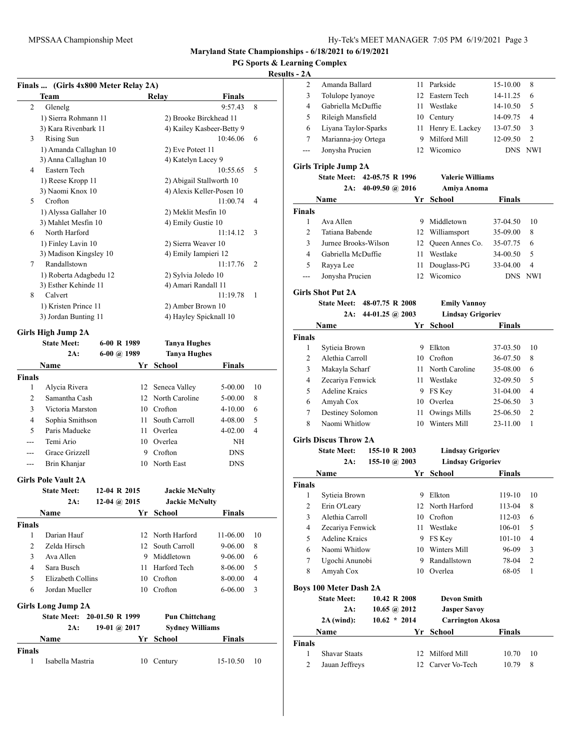# Maryland State Championships - 6/18/2021 to 6/19/2021

## PG Sports & Learning Complex

### Results - 2A

**Finals ... (Girls 4x800 Meter Relay 2A)**

| | Team | Relay | Finals | |
|---|---|---|---|---|
| 2 | Glenelg | | 9:57.43 | 8 |
| | 1) Sierra Rohmann 11 | 2) Brooke Birckhead 11 | | |
| | 3) Kara Rivenbark 11 | 4) Kailey Kasbeer-Betty 9 | | |
| 3 | Rising Sun | | 10:46.06 | 6 |
| | 1) Amanda Callaghan 10 | 2) Eve Poteet 11 | | |
| | 3) Anna Callaghan 10 | 4) Katelyn Lacey 9 | | |
| 4 | Eastern Tech | | 10:55.65 | 5 |
| | 1) Reese Kropp 11 | 2) Abigail Stallworth 10 | | |
| | 3) Naomi Knox 10 | 4) Alexis Keller-Posen 10 | | |
| 5 | Crofton | | 11:00.74 | 4 |
| | 1) Alyssa Gallaher 10 | 2) Meklit Mesfin 10 | | |
| | 3) Mahlet Mesfin 10 | 4) Emily Gustie 10 | | |
| 6 | North Harford | | 11:14.12 | 3 |
| | 1) Finley Lavin 10 | 2) Sierra Weaver 10 | | |
| | 3) Madison Kingsley 10 | 4) Emily Iampieri 12 | | |
| 7 | Randallstown | | 11:17.76 | 2 |
| | 1) Roberta Adagbedu 12 | 2) Sylvia Joledo 10 | | |
| | 3) Esther Kehinde 11 | 4) Amari Randall 11 | | |
| 8 | Calvert | | 11:19.78 | 1 |
| | 1) Kristen Prince 11 | 2) Amber Brown 10 | | |
| | 3) Jordan Bunting 11 | 4) Hayley Spicknall 10 | | |

**Girls High Jump 2A**

State Meet: 6-00 R 1989 — Tanya Hughes
2A: 6-00 @ 1989 — Tanya Hughes

| | Name | Yr | School | Finals | |
|---|---|---|---|---|---|
| **Finals** | | | | | |
| 1 | Alycia Rivera | 12 | Seneca Valley | 5-00.00 | 10 |
| 2 | Samantha Cash | 12 | North Caroline | 5-00.00 | 8 |
| 3 | Victoria Marston | 10 | Crofton | 4-10.00 | 6 |
| 4 | Sophia Smithson | 11 | South Carroll | 4-08.00 | 5 |
| 5 | Paris Madueke | 11 | Overlea | 4-02.00 | 4 |
| --- | Temi Ario | 10 | Overlea | NH | |
| --- | Grace Grizzell | 9 | Crofton | DNS | |
| --- | Brin Khanjar | 10 | North East | DNS | |

**Girls Pole Vault 2A**

State Meet: 12-04 R 2015 — Jackie McNulty
2A: 12-04 @ 2015 — Jackie McNulty

| | Name | Yr | School | Finals | |
|---|---|---|---|---|---|
| **Finals** | | | | | |
| 1 | Darian Hauf | 12 | North Harford | 11-06.00 | 10 |
| 2 | Zelda Hirsch | 12 | South Carroll | 9-06.00 | 8 |
| 3 | Ava Allen | 9 | Middletown | 9-06.00 | 6 |
| 4 | Sara Busch | 11 | Harford Tech | 8-06.00 | 5 |
| 5 | Elizabeth Collins | 10 | Crofton | 8-00.00 | 4 |
| 6 | Jordan Mueller | 10 | Crofton | 6-06.00 | 3 |

**Girls Long Jump 2A**

State Meet: 20-01.50 R 1999 — Pun Chittchang
2A: 19-01 @ 2017 — Sydney Williams

| | Name | Yr | School | Finals | |
|---|---|---|---|---|---|
| **Finals** | | | | | |
| 1 | Isabella Mastria | 10 | Century | 15-10.50 | 10 |
| 2 | Amanda Ballard | 11 | Parkside | 15-10.00 | 8 |
| 3 | Tolulope Iyanoye | 12 | Eastern Tech | 14-11.25 | 6 |
| 4 | Gabriella McDuffie | 11 | Westlake | 14-10.50 | 5 |
| 5 | Rileigh Mansfield | 10 | Century | 14-09.75 | 4 |
| 6 | Liyana Taylor-Sparks | 11 | Henry E. Lackey | 13-07.50 | 3 |
| 7 | Marianna-joy Ortega | 9 | Milford Mill | 12-09.50 | 2 |
| --- | Jonysha Prucien | 12 | Wicomico | DNS | NWI |

**Girls Triple Jump 2A**

State Meet: 42-05.75 R 1996 — Valerie Williams
2A: 40-09.50 @ 2016 — Amiya Anoma

| | Name | Yr | School | Finals | |
|---|---|---|---|---|---|
| **Finals** | | | | | |
| 1 | Ava Allen | 9 | Middletown | 37-04.50 | 10 |
| 2 | Tatiana Babende | 12 | Williamsport | 35-09.00 | 8 |
| 3 | Jurnee Brooks-Wilson | 12 | Queen Annes Co. | 35-07.75 | 6 |
| 4 | Gabriella McDuffie | 11 | Westlake | 34-00.50 | 5 |
| 5 | Rayya Lee | 11 | Douglass-PG | 33-04.00 | 4 |
| --- | Jonysha Prucien | 12 | Wicomico | DNS | NWI |

**Girls Shot Put 2A**

State Meet: 48-07.75 R 2008 — Emily Vannoy
2A: 44-01.25 @ 2003 — Lindsay Grigoriev

| | Name | Yr | School | Finals | |
|---|---|---|---|---|---|
| **Finals** | | | | | |
| 1 | Sytieia Brown | 9 | Elkton | 37-03.50 | 10 |
| 2 | Alethia Carroll | 10 | Crofton | 36-07.50 | 8 |
| 3 | Makayla Scharf | 11 | North Caroline | 35-08.00 | 6 |
| 4 | Zecariya Fenwick | 11 | Westlake | 32-09.50 | 5 |
| 5 | Adeline Kraics | 9 | FS Key | 31-04.00 | 4 |
| 6 | Amyah Cox | 10 | Overlea | 25-06.50 | 3 |
| 7 | Destiney Solomon | 11 | Owings Mills | 25-06.50 | 2 |
| 8 | Naomi Whitlow | 10 | Winters Mill | 23-11.00 | 1 |

**Girls Discus Throw 2A**

State Meet: 155-10 R 2003 — Lindsay Grigoriev
2A: 155-10 @ 2003 — Lindsay Grigoriev

| | Name | Yr | School | Finals | |
|---|---|---|---|---|---|
| **Finals** | | | | | |
| 1 | Sytieia Brown | 9 | Elkton | 119-10 | 10 |
| 2 | Erin O'Leary | 12 | North Harford | 113-04 | 8 |
| 3 | Alethia Carroll | 10 | Crofton | 112-03 | 6 |
| 4 | Zecariya Fenwick | 11 | Westlake | 106-01 | 5 |
| 5 | Adeline Kraics | 9 | FS Key | 101-10 | 4 |
| 6 | Naomi Whitlow | 10 | Winters Mill | 96-09 | 3 |
| 7 | Ugochi Anunobi | 9 | Randallstown | 78-04 | 2 |
| 8 | Amyah Cox | 10 | Overlea | 68-05 | 1 |

**Boys 100 Meter Dash 2A**

State Meet: 10.42 R 2008 — Devon Smith
2A: 10.65 @ 2012 — Jasper Savoy
2A (wind): 10.62 * 2014 — Carrington Akosa

| | Name | Yr | School | Finals | |
|---|---|---|---|---|---|
| **Finals** | | | | | |
| 1 | Shavar Staats | 12 | Milford Mill | 10.70 | 10 |
| 2 | Jauan Jeffreys | 12 | Carver Vo-Tech | 10.79 | 8 |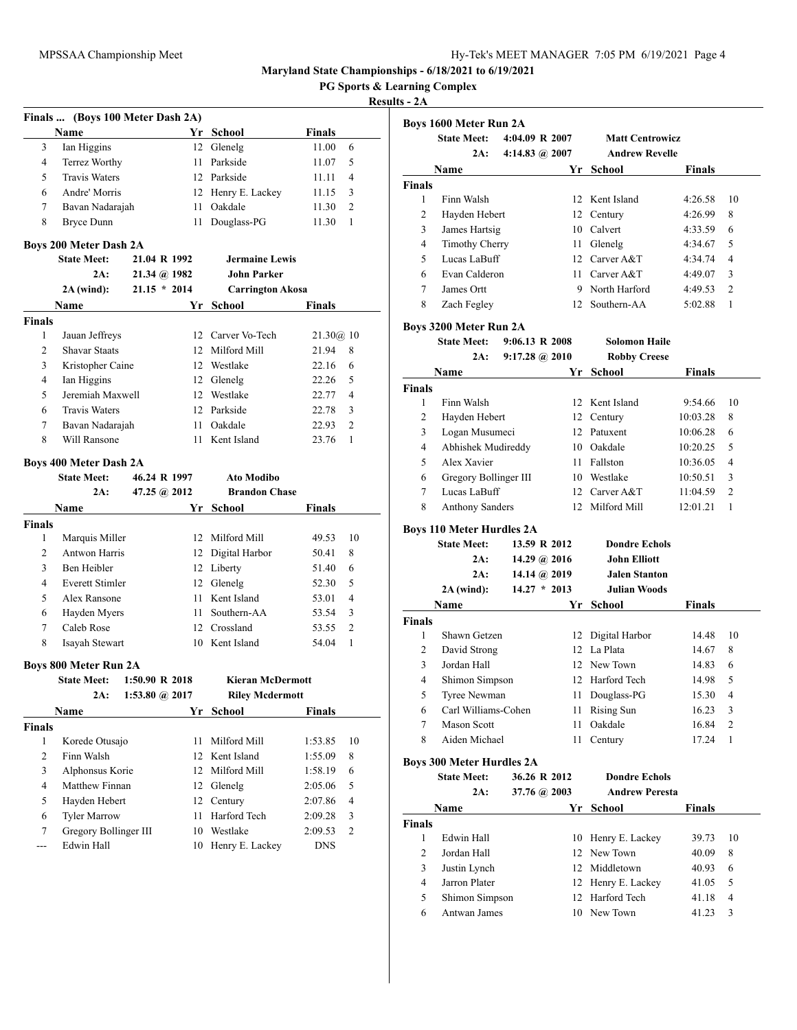**Maryland State Championships - 6/18/2021 to 6/19/2021**

**PG Sports & Learning Complex**

**Results - 2A**

### Finals ... (Boys 100 Meter Dash 2A)

| | Name | Yr | School | Finals | |
|---|---|---|---|---|---|
| 3 | Ian Higgins | 12 | Glenelg | 11.00 | 6 |
| 4 | Terrez Worthy | 11 | Parkside | 11.07 | 5 |
| 5 | Travis Waters | 12 | Parkside | 11.11 | 4 |
| 6 | Andre' Morris | 12 | Henry E. Lackey | 11.15 | 3 |
| 7 | Bavan Nadarajah | 11 | Oakdale | 11.30 | 2 |
| 8 | Bryce Dunn | 11 | Douglass-PG | 11.30 | 1 |

### Boys 200 Meter Dash 2A

State Meet: 21.04 R 1992 Jermaine Lewis
2A: 21.34 @ 1982 John Parker
2A (wind): 21.15 * 2014 Carrington Akosa

**Finals**

| | Name | Yr | School | Finals | |
|---|---|---|---|---|---|
| 1 | Jauan Jeffreys | 12 | Carver Vo-Tech | 21.30@ | 10 |
| 2 | Shavar Staats | 12 | Milford Mill | 21.94 | 8 |
| 3 | Kristopher Caine | 12 | Westlake | 22.16 | 6 |
| 4 | Ian Higgins | 12 | Glenelg | 22.26 | 5 |
| 5 | Jeremiah Maxwell | 12 | Westlake | 22.77 | 4 |
| 6 | Travis Waters | 12 | Parkside | 22.78 | 3 |
| 7 | Bavan Nadarajah | 11 | Oakdale | 22.93 | 2 |
| 8 | Will Ransone | 11 | Kent Island | 23.76 | 1 |

### Boys 400 Meter Dash 2A

State Meet: 46.24 R 1997 Ato Modibo
2A: 47.25 @ 2012 Brandon Chase

**Finals**

| | Name | Yr | School | Finals | |
|---|---|---|---|---|---|
| 1 | Marquis Miller | 12 | Milford Mill | 49.53 | 10 |
| 2 | Antwon Harris | 12 | Digital Harbor | 50.41 | 8 |
| 3 | Ben Heibler | 12 | Liberty | 51.40 | 6 |
| 4 | Everett Stimler | 12 | Glenelg | 52.30 | 5 |
| 5 | Alex Ransone | 11 | Kent Island | 53.01 | 4 |
| 6 | Hayden Myers | 11 | Southern-AA | 53.54 | 3 |
| 7 | Caleb Rose | 12 | Crossland | 53.55 | 2 |
| 8 | Isayah Stewart | 10 | Kent Island | 54.04 | 1 |

### Boys 800 Meter Run 2A

State Meet: 1:50.90 R 2018 Kieran McDermott
2A: 1:53.80 @ 2017 Riley Mcdermott

**Finals**

| | Name | Yr | School | Finals | |
|---|---|---|---|---|---|
| 1 | Korede Otusajo | 11 | Milford Mill | 1:53.85 | 10 |
| 2 | Finn Walsh | 12 | Kent Island | 1:55.09 | 8 |
| 3 | Alphonsus Korie | 12 | Milford Mill | 1:58.19 | 6 |
| 4 | Matthew Finnan | 12 | Glenelg | 2:05.06 | 5 |
| 5 | Hayden Hebert | 12 | Century | 2:07.86 | 4 |
| 6 | Tyler Marrow | 11 | Harford Tech | 2:09.28 | 3 |
| 7 | Gregory Bollinger III | 10 | Westlake | 2:09.53 | 2 |
| --- | Edwin Hall | 10 | Henry E. Lackey | DNS | |

### Boys 1600 Meter Run 2A

State Meet: 4:04.09 R 2007 Matt Centrowicz
2A: 4:14.83 @ 2007 Andrew Revelle

**Finals**

| | Name | Yr | School | Finals | |
|---|---|---|---|---|---|
| 1 | Finn Walsh | 12 | Kent Island | 4:26.58 | 10 |
| 2 | Hayden Hebert | 12 | Century | 4:26.99 | 8 |
| 3 | James Hartsig | 10 | Calvert | 4:33.59 | 6 |
| 4 | Timothy Cherry | 11 | Glenelg | 4:34.67 | 5 |
| 5 | Lucas LaBuff | 12 | Carver A&T | 4:34.74 | 4 |
| 6 | Evan Calderon | 11 | Carver A&T | 4:49.07 | 3 |
| 7 | James Ortt | 9 | North Harford | 4:49.53 | 2 |
| 8 | Zach Fegley | 12 | Southern-AA | 5:02.88 | 1 |

### Boys 3200 Meter Run 2A

State Meet: 9:06.13 R 2008 Solomon Haile
2A: 9:17.28 @ 2010 Robby Creese

**Finals**

| | Name | Yr | School | Finals | |
|---|---|---|---|---|---|
| 1 | Finn Walsh | 12 | Kent Island | 9:54.66 | 10 |
| 2 | Hayden Hebert | 12 | Century | 10:03.28 | 8 |
| 3 | Logan Musumeci | 12 | Patuxent | 10:06.28 | 6 |
| 4 | Abhishek Mudireddy | 10 | Oakdale | 10:20.25 | 5 |
| 5 | Alex Xavier | 11 | Fallston | 10:36.05 | 4 |
| 6 | Gregory Bollinger III | 10 | Westlake | 10:50.51 | 3 |
| 7 | Lucas LaBuff | 12 | Carver A&T | 11:04.59 | 2 |
| 8 | Anthony Sanders | 12 | Milford Mill | 12:01.21 | 1 |

### Boys 110 Meter Hurdles 2A

State Meet: 13.59 R 2012 Dondre Echols
2A: 14.29 @ 2016 John Elliott
2A: 14.14 @ 2019 Jalen Stanton
2A (wind): 14.27 * 2013 Julian Woods

**Finals**

| | Name | Yr | School | Finals | |
|---|---|---|---|---|---|
| 1 | Shawn Getzen | 12 | Digital Harbor | 14.48 | 10 |
| 2 | David Strong | 12 | La Plata | 14.67 | 8 |
| 3 | Jordan Hall | 12 | New Town | 14.83 | 6 |
| 4 | Shimon Simpson | 12 | Harford Tech | 14.98 | 5 |
| 5 | Tyree Newman | 11 | Douglass-PG | 15.30 | 4 |
| 6 | Carl Williams-Cohen | 11 | Rising Sun | 16.23 | 3 |
| 7 | Mason Scott | 11 | Oakdale | 16.84 | 2 |
| 8 | Aiden Michael | 11 | Century | 17.24 | 1 |

### Boys 300 Meter Hurdles 2A

State Meet: 36.26 R 2012 Dondre Echols
2A: 37.76 @ 2003 Andrew Peresta

**Finals**

| | Name | Yr | School | Finals | |
|---|---|---|---|---|---|
| 1 | Edwin Hall | 10 | Henry E. Lackey | 39.73 | 10 |
| 2 | Jordan Hall | 12 | New Town | 40.09 | 8 |
| 3 | Justin Lynch | 12 | Middletown | 40.93 | 6 |
| 4 | Jarron Plater | 12 | Henry E. Lackey | 41.05 | 5 |
| 5 | Shimon Simpson | 12 | Harford Tech | 41.18 | 4 |
| 6 | Antwan James | 10 | New Town | 41.23 | 3 |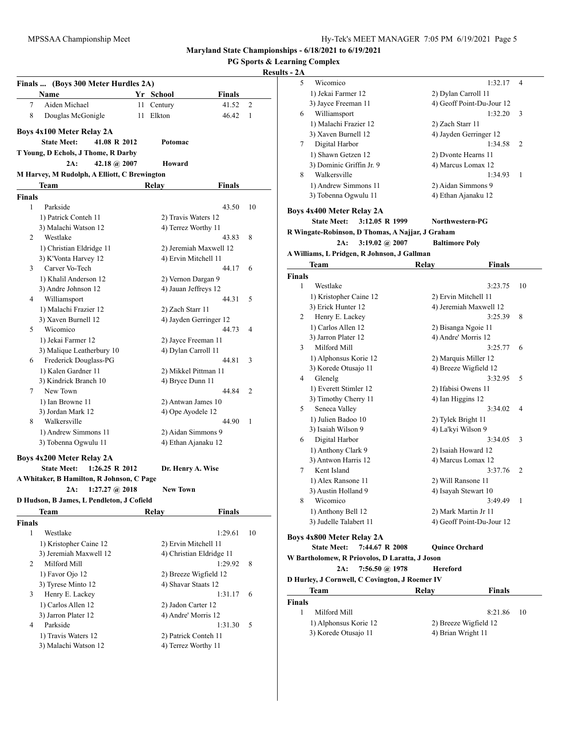Maryland State Championships - 6/18/2021 to 6/19/2021

PG Sports & Learning Complex

Results - 2A

## Finals ... (Boys 300 Meter Hurdles 2A)

| | Name | Yr | School | Finals | |
|---|---|---|---|---|---|
| 7 | Aiden Michael | 11 | Century | 41.52 | 2 |
| 8 | Douglas McGonigle | 11 | Elkton | 46.42 | 1 |

## Boys 4x100 Meter Relay 2A

**State Meet: 41.08 R 2012 Potomac**
**T Young, D Echols, J Thome, R Darby**
**2A: 42.18 @ 2007 Howard**
**M Harvey, M Rudolph, A Elliott, C Brewington**

**Finals**

| | Team | Relay | Finals | |
|---|---|---|---|---|
| 1 | Parkside | | 43.50 | 10 |
| | 1) Patrick Conteh 11 | 2) Travis Waters 12 | | |
| | 3) Malachi Watson 12 | 4) Terrez Worthy 11 | | |
| 2 | Westlake | | 43.83 | 8 |
| | 1) Christian Eldridge 11 | 2) Jeremiah Maxwell 12 | | |
| | 3) K'Vonta Harvey 12 | 4) Ervin Mitchell 11 | | |
| 3 | Carver Vo-Tech | | 44.17 | 6 |
| | 1) Khalil Anderson 12 | 2) Vernon Dargan 9 | | |
| | 3) Andre Johnson 12 | 4) Jauan Jeffreys 12 | | |
| 4 | Williamsport | | 44.31 | 5 |
| | 1) Malachi Frazier 12 | 2) Zach Starr 11 | | |
| | 3) Xaven Burnell 12 | 4) Jayden Gerringer 12 | | |
| 5 | Wicomico | | 44.73 | 4 |
| | 1) Jekai Farmer 12 | 2) Jayce Freeman 11 | | |
| | 3) Malique Leatherbury 10 | 4) Dylan Carroll 11 | | |
| 6 | Frederick Douglass-PG | | 44.81 | 3 |
| | 1) Kalen Gardner 11 | 2) Mikkel Pittman 11 | | |
| | 3) Kindrick Branch 10 | 4) Bryce Dunn 11 | | |
| 7 | New Town | | 44.84 | 2 |
| | 1) Ian Browne 11 | 2) Antwan James 10 | | |
| | 3) Jordan Mark 12 | 4) Ope Ayodele 12 | | |
| 8 | Walkersville | | 44.90 | 1 |
| | 1) Andrew Simmons 11 | 2) Aidan Simmons 9 | | |
| | 3) Tobenna Ogwulu 11 | 4) Ethan Ajanaku 12 | | |

## Boys 4x200 Meter Relay 2A

**State Meet: 1:26.25 R 2012 Dr. Henry A. Wise**
**A Whitaker, B Hamilton, R Johnson, C Page**
**2A: 1:27.27 @ 2018 New Town**
**D Hudson, B James, L Pendleton, J Cofield**

**Finals**

| | Team | Relay | Finals | |
|---|---|---|---|---|
| 1 | Westlake | | 1:29.61 | 10 |
| | 1) Kristopher Caine 12 | 2) Ervin Mitchell 11 | | |
| | 3) Jeremiah Maxwell 12 | 4) Christian Eldridge 11 | | |
| 2 | Milford Mill | | 1:29.92 | 8 |
| | 1) Favor Ojo 12 | 2) Breeze Wigfield 12 | | |
| | 3) Tyrese Minto 12 | 4) Shavar Staats 12 | | |
| 3 | Henry E. Lackey | | 1:31.17 | 6 |
| | 1) Carlos Allen 12 | 2) Jadon Carter 12 | | |
| | 3) Jarron Plater 12 | 4) Andre' Morris 12 | | |
| 4 | Parkside | | 1:31.30 | 5 |
| | 1) Travis Waters 12 | 2) Patrick Conteh 11 | | |
| | 3) Malachi Watson 12 | 4) Terrez Worthy 11 | | |
| 5 | Wicomico | | 1:32.17 | 4 |
| | 1) Jekai Farmer 12 | 2) Dylan Carroll 11 | | |
| | 3) Jayce Freeman 11 | 4) Geoff Point-Du-Jour 12 | | |
| 6 | Williamsport | | 1:32.20 | 3 |
| | 1) Malachi Frazier 12 | 2) Zach Starr 11 | | |
| | 3) Xaven Burnell 12 | 4) Jayden Gerringer 12 | | |
| 7 | Digital Harbor | | 1:34.58 | 2 |
| | 1) Shawn Getzen 12 | 2) Dvonte Hearns 11 | | |
| | 3) Dominic Griffin Jr. 9 | 4) Marcus Lomax 12 | | |
| 8 | Walkersville | | 1:34.93 | 1 |
| | 1) Andrew Simmons 11 | 2) Aidan Simmons 9 | | |
| | 3) Tobenna Ogwulu 11 | 4) Ethan Ajanaku 12 | | |

## Boys 4x400 Meter Relay 2A

**State Meet: 3:12.05 R 1999 Northwestern-PG**
**R Wingate-Robinson, D Thomas, A Najjar, J Graham**
**2A: 3:19.02 @ 2007 Baltimore Poly**
**A Williams, L Pridgen, R Johnson, J Gallman**

**Finals**

| | Team | Relay | Finals | |
|---|---|---|---|---|
| 1 | Westlake | | 3:23.75 | 10 |
| | 1) Kristopher Caine 12 | 2) Ervin Mitchell 11 | | |
| | 3) Erick Hunter 12 | 4) Jeremiah Maxwell 12 | | |
| 2 | Henry E. Lackey | | 3:25.39 | 8 |
| | 1) Carlos Allen 12 | 2) Bisanga Ngoie 11 | | |
| | 3) Jarron Plater 12 | 4) Andre' Morris 12 | | |
| 3 | Milford Mill | | 3:25.77 | 6 |
| | 1) Alphonsus Korie 12 | 2) Marquis Miller 12 | | |
| | 3) Korede Otusajo 11 | 4) Breeze Wigfield 12 | | |
| 4 | Glenelg | | 3:32.95 | 5 |
| | 1) Everett Stimler 12 | 2) Ifabisi Owens 11 | | |
| | 3) Timothy Cherry 11 | 4) Ian Higgins 12 | | |
| 5 | Seneca Valley | | 3:34.02 | 4 |
| | 1) Julien Badoo 10 | 2) Tylek Bright 11 | | |
| | 3) Isaiah Wilson 9 | 4) La'kyi Wilson 9 | | |
| 6 | Digital Harbor | | 3:34.05 | 3 |
| | 1) Anthony Clark 9 | 2) Isaiah Howard 12 | | |
| | 3) Antwon Harris 12 | 4) Marcus Lomax 12 | | |
| 7 | Kent Island | | 3:37.76 | 2 |
| | 1) Alex Ransone 11 | 2) Will Ransone 11 | | |
| | 3) Austin Holland 9 | 4) Isayah Stewart 10 | | |
| 8 | Wicomico | | 3:49.49 | 1 |
| | 1) Anthony Bell 12 | 2) Mark Martin Jr 11 | | |
| | 3) Judelle Talabert 11 | 4) Geoff Point-Du-Jour 12 | | |

## Boys 4x800 Meter Relay 2A

**State Meet: 7:44.67 R 2008 Quince Orchard**
**W Bartholomew, R Priovolos, D Laratta, J Joson**
**2A: 7:56.50 @ 1978 Hereford**
**D Hurley, J Cornwell, C Covington, J Roemer IV**

**Finals**

| | Team | Relay | Finals | |
|---|---|---|---|---|
| 1 | Milford Mill | | 8:21.86 | 10 |
| | 1) Alphonsus Korie 12 | 2) Breeze Wigfield 12 | | |
| | 3) Korede Otusajo 11 | 4) Brian Wright 11 | | |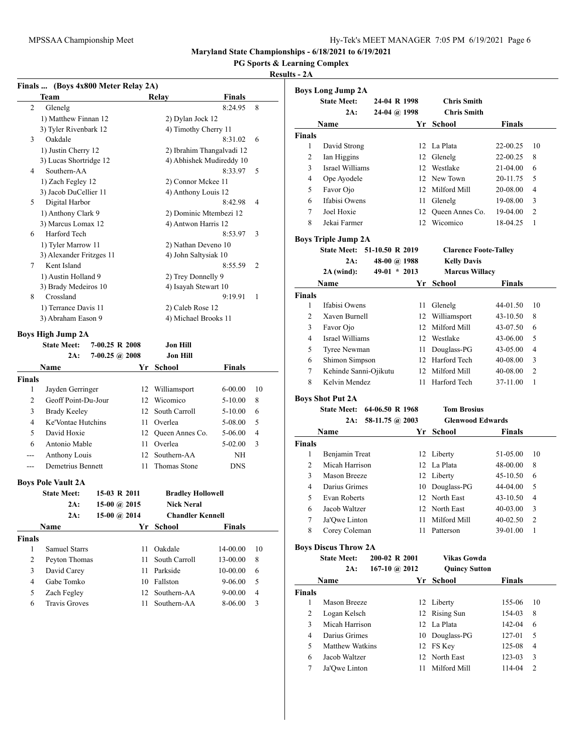# Maryland State Championships - 6/18/2021 to 6/19/2021

## PG Sports & Learning Complex

## Results - 2A

### Finals ... (Boys 4x800 Meter Relay 2A)

| | Team | Relay | Finals | |
|---|---|---|---|---|
| 2 | Glenelg | | 8:24.95 | 8 |
| | 1) Matthew Finnan 12 | 2) Dylan Jock 12 | | |
| | 3) Tyler Rivenbark 12 | 4) Timothy Cherry 11 | | |
| 3 | Oakdale | | 8:31.02 | 6 |
| | 1) Justin Cherry 12 | 2) Ibrahim Thangalvadi 12 | | |
| | 3) Lucas Shortridge 12 | 4) Abhishek Mudireddy 10 | | |
| 4 | Southern-AA | | 8:33.97 | 5 |
| | 1) Zach Fegley 12 | 2) Connor Mckee 11 | | |
| | 3) Jacob DuCellier 11 | 4) Anthony Louis 12 | | |
| 5 | Digital Harbor | | 8:42.98 | 4 |
| | 1) Anthony Clark 9 | 2) Dominic Mtembezi 12 | | |
| | 3) Marcus Lomax 12 | 4) Antwon Harris 12 | | |
| 6 | Harford Tech | | 8:53.97 | 3 |
| | 1) Tyler Marrow 11 | 2) Nathan Deveno 10 | | |
| | 3) Alexander Fritzges 11 | 4) John Saltysiak 10 | | |
| 7 | Kent Island | | 8:55.59 | 2 |
| | 1) Austin Holland 9 | 2) Trey Donnelly 9 | | |
| | 3) Brady Medeiros 10 | 4) Isayah Stewart 10 | | |
| 8 | Crossland | | 9:19.91 | 1 |
| | 1) Terrance Davis 11 | 2) Caleb Rose 12 | | |
| | 3) Abraham Eason 9 | 4) Michael Brooks 11 | | |

### Boys High Jump 2A

**State Meet:** 7-00.25 R 2008 **Jon Hill**
**2A:** 7-00.25 @ 2008 **Jon Hill**

| | Name | Yr | School | Finals | |
|---|---|---|---|---|---|
| **Finals** | | | | | |
| 1 | Jayden Gerringer | 12 | Williamsport | 6-00.00 | 10 |
| 2 | Geoff Point-Du-Jour | 12 | Wicomico | 5-10.00 | 8 |
| 3 | Brady Keeley | 12 | South Carroll | 5-10.00 | 6 |
| 4 | Ke'Vontae Hutchins | 11 | Overlea | 5-08.00 | 5 |
| 5 | David Hoxie | 12 | Queen Annes Co. | 5-06.00 | 4 |
| 6 | Antonio Mable | 11 | Overlea | 5-02.00 | 3 |
| --- | Anthony Louis | 12 | Southern-AA | NH | |
| --- | Demetrius Bennett | 11 | Thomas Stone | DNS | |

### Boys Pole Vault 2A

**State Meet:** 15-03 R 2011 **Bradley Hollowell**
**2A:** 15-00 @ 2015 **Nick Neral**
**2A:** 15-00 @ 2014 **Chandler Kennell**

| | Name | Yr | School | Finals | |
|---|---|---|---|---|---|
| **Finals** | | | | | |
| 1 | Samuel Starrs | 11 | Oakdale | 14-00.00 | 10 |
| 2 | Peyton Thomas | 11 | South Carroll | 13-00.00 | 8 |
| 3 | David Carey | 11 | Parkside | 10-00.00 | 6 |
| 4 | Gabe Tomko | 10 | Fallston | 9-06.00 | 5 |
| 5 | Zach Fegley | 12 | Southern-AA | 9-00.00 | 4 |
| 6 | Travis Groves | 11 | Southern-AA | 8-06.00 | 3 |

### Boys Long Jump 2A

**State Meet:** 24-04 R 1998 **Chris Smith**
**2A:** 24-04 @ 1998 **Chris Smith**

| | Name | Yr | School | Finals | |
|---|---|---|---|---|---|
| **Finals** | | | | | |
| 1 | David Strong | 12 | La Plata | 22-00.25 | 10 |
| 2 | Ian Higgins | 12 | Glenelg | 22-00.25 | 8 |
| 3 | Israel Williams | 12 | Westlake | 21-04.00 | 6 |
| 4 | Ope Ayodele | 12 | New Town | 20-11.75 | 5 |
| 5 | Favor Ojo | 12 | Milford Mill | 20-08.00 | 4 |
| 6 | Ifabisi Owens | 11 | Glenelg | 19-08.00 | 3 |
| 7 | Joel Hoxie | 12 | Queen Annes Co. | 19-04.00 | 2 |
| 8 | Jekai Farmer | 12 | Wicomico | 18-04.25 | 1 |

### Boys Triple Jump 2A

**State Meet:** 51-10.50 R 2019 **Clarence Foote-Talley**
**2A:** 48-00 @ 1988 **Kelly Davis**
**2A (wind):** 49-01 * 2013 **Marcus Willacy**

| | Name | Yr | School | Finals | |
|---|---|---|---|---|---|
| **Finals** | | | | | |
| 1 | Ifabisi Owens | 11 | Glenelg | 44-01.50 | 10 |
| 2 | Xaven Burnell | 12 | Williamsport | 43-10.50 | 8 |
| 3 | Favor Ojo | 12 | Milford Mill | 43-07.50 | 6 |
| 4 | Israel Williams | 12 | Westlake | 43-06.00 | 5 |
| 5 | Tyree Newman | 11 | Douglass-PG | 43-05.00 | 4 |
| 6 | Shimon Simpson | 12 | Harford Tech | 40-08.00 | 3 |
| 7 | Kehinde Sanni-Ojikutu | 12 | Milford Mill | 40-08.00 | 2 |
| 8 | Kelvin Mendez | 11 | Harford Tech | 37-11.00 | 1 |

### Boys Shot Put 2A

**State Meet:** 64-06.50 R 1968 **Tom Brosius**
**2A:** 58-11.75 @ 2003 **Glenwood Edwards**

| | Name | Yr | School | Finals | |
|---|---|---|---|---|---|
| **Finals** | | | | | |
| 1 | Benjamin Treat | 12 | Liberty | 51-05.00 | 10 |
| 2 | Micah Harrison | 12 | La Plata | 48-00.00 | 8 |
| 3 | Mason Breeze | 12 | Liberty | 45-10.50 | 6 |
| 4 | Darius Grimes | 10 | Douglass-PG | 44-04.00 | 5 |
| 5 | Evan Roberts | 12 | North East | 43-10.50 | 4 |
| 6 | Jacob Waltzer | 12 | North East | 40-03.00 | 3 |
| 7 | Ja'Qwe Linton | 11 | Milford Mill | 40-02.50 | 2 |
| 8 | Corey Coleman | 11 | Patterson | 39-01.00 | 1 |

### Boys Discus Throw 2A

**State Meet:** 200-02 R 2001 **Vikas Gowda**
**2A:** 167-10 @ 2012 **Quincy Sutton**

| | Name | Yr | School | Finals | |
|---|---|---|---|---|---|
| **Finals** | | | | | |
| 1 | Mason Breeze | 12 | Liberty | 155-06 | 10 |
| 2 | Logan Kelsch | 12 | Rising Sun | 154-03 | 8 |
| 3 | Micah Harrison | 12 | La Plata | 142-04 | 6 |
| 4 | Darius Grimes | 10 | Douglass-PG | 127-01 | 5 |
| 5 | Matthew Watkins | 12 | FS Key | 125-08 | 4 |
| 6 | Jacob Waltzer | 12 | North East | 123-03 | 3 |
| 7 | Ja'Qwe Linton | 11 | Milford Mill | 114-04 | 2 |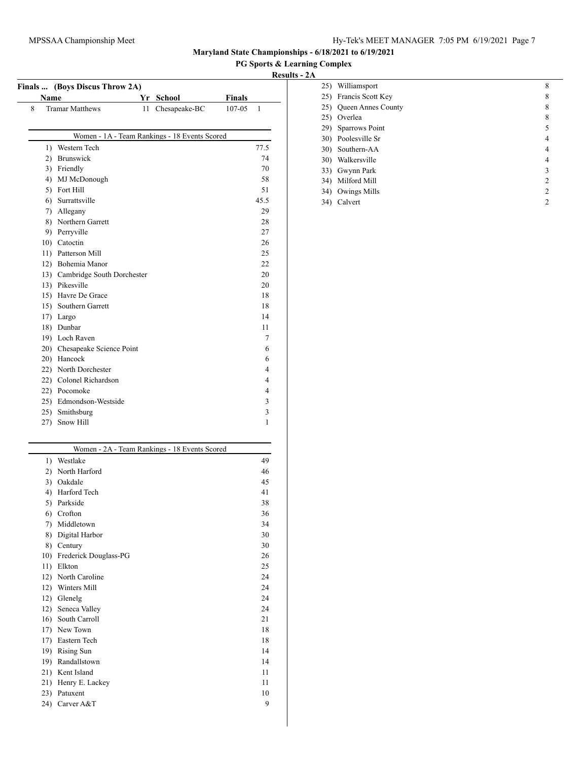# Maryland State Championships - 6/18/2021 to 6/19/2021

**PG Sports & Learning Complex**

**Results - 2A**

### Finals ... (Boys Discus Throw 2A)

| | Name | Yr | School | Finals | |
|---|---|---|---|---|---|
| 8 | Tramar Matthews | 11 | Chesapeake-BC | 107-05 | 1 |

### Women - 1A - Team Rankings - 18 Events Scored

| Rank | School | Points |
|---|---|---|
| 1) | Western Tech | 77.5 |
| 2) | Brunswick | 74 |
| 3) | Friendly | 70 |
| 4) | MJ McDonough | 58 |
| 5) | Fort Hill | 51 |
| 6) | Surrattsville | 45.5 |
| 7) | Allegany | 29 |
| 8) | Northern Garrett | 28 |
| 9) | Perryville | 27 |
| 10) | Catoctin | 26 |
| 11) | Patterson Mill | 25 |
| 12) | Bohemia Manor | 22 |
| 13) | Cambridge South Dorchester | 20 |
| 13) | Pikesville | 20 |
| 15) | Havre De Grace | 18 |
| 15) | Southern Garrett | 18 |
| 17) | Largo | 14 |
| 18) | Dunbar | 11 |
| 19) | Loch Raven | 7 |
| 20) | Chesapeake Science Point | 6 |
| 20) | Hancock | 6 |
| 22) | North Dorchester | 4 |
| 22) | Colonel Richardson | 4 |
| 22) | Pocomoke | 4 |
| 25) | Edmondson-Westside | 3 |
| 25) | Smithsburg | 3 |
| 27) | Snow Hill | 1 |

### Women - 2A - Team Rankings - 18 Events Scored

| Rank | School | Points |
|---|---|---|
| 1) | Westlake | 49 |
| 2) | North Harford | 46 |
| 3) | Oakdale | 45 |
| 4) | Harford Tech | 41 |
| 5) | Parkside | 38 |
| 6) | Crofton | 36 |
| 7) | Middletown | 34 |
| 8) | Digital Harbor | 30 |
| 8) | Century | 30 |
| 10) | Frederick Douglass-PG | 26 |
| 11) | Elkton | 25 |
| 12) | North Caroline | 24 |
| 12) | Winters Mill | 24 |
| 12) | Glenelg | 24 |
| 12) | Seneca Valley | 24 |
| 16) | South Carroll | 21 |
| 17) | New Town | 18 |
| 17) | Eastern Tech | 18 |
| 19) | Rising Sun | 14 |
| 19) | Randallstown | 14 |
| 21) | Kent Island | 11 |
| 21) | Henry E. Lackey | 11 |
| 23) | Patuxent | 10 |
| 24) | Carver A&T | 9 |
| 25) | Williamsport | 8 |
| 25) | Francis Scott Key | 8 |
| 25) | Queen Annes County | 8 |
| 25) | Overlea | 8 |
| 29) | Sparrows Point | 5 |
| 30) | Poolesville Sr | 4 |
| 30) | Southern-AA | 4 |
| 30) | Walkersville | 4 |
| 33) | Gwynn Park | 3 |
| 34) | Milford Mill | 2 |
| 34) | Owings Mills | 2 |
| 34) | Calvert | 2 |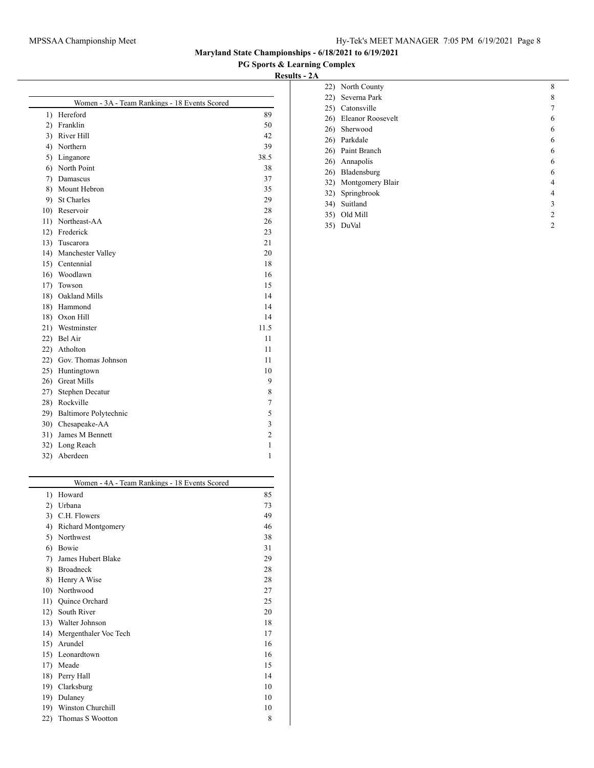**Maryland State Championships - 6/18/2021 to 6/19/2021**

**PG Sports & Learning Complex**

**Results - 2A**

| Women - 3A - Team Rankings - 18 Events Scored | | |
|---|---|---|
| 1) | Hereford | 89 |
| 2) | Franklin | 50 |
| 3) | River Hill | 42 |
| 4) | Northern | 39 |
| 5) | Linganore | 38.5 |
| 6) | North Point | 38 |
| 7) | Damascus | 37 |
| 8) | Mount Hebron | 35 |
| 9) | St Charles | 29 |
| 10) | Reservoir | 28 |
| 11) | Northeast-AA | 26 |
| 12) | Frederick | 23 |
| 13) | Tuscarora | 21 |
| 14) | Manchester Valley | 20 |
| 15) | Centennial | 18 |
| 16) | Woodlawn | 16 |
| 17) | Towson | 15 |
| 18) | Oakland Mills | 14 |
| 18) | Hammond | 14 |
| 18) | Oxon Hill | 14 |
| 21) | Westminster | 11.5 |
| 22) | Bel Air | 11 |
| 22) | Atholton | 11 |
| 22) | Gov. Thomas Johnson | 11 |
| 25) | Huntingtown | 10 |
| 26) | Great Mills | 9 |
| 27) | Stephen Decatur | 8 |
| 28) | Rockville | 7 |
| 29) | Baltimore Polytechnic | 5 |
| 30) | Chesapeake-AA | 3 |
| 31) | James M Bennett | 2 |
| 32) | Long Reach | 1 |
| 32) | Aberdeen | 1 |

| Women - 4A - Team Rankings - 18 Events Scored | | |
|---|---|---|
| 1) | Howard | 85 |
| 2) | Urbana | 73 |
| 3) | C.H. Flowers | 49 |
| 4) | Richard Montgomery | 46 |
| 5) | Northwest | 38 |
| 6) | Bowie | 31 |
| 7) | James Hubert Blake | 29 |
| 8) | Broadneck | 28 |
| 8) | Henry A Wise | 28 |
| 10) | Northwood | 27 |
| 11) | Quince Orchard | 25 |
| 12) | South River | 20 |
| 13) | Walter Johnson | 18 |
| 14) | Mergenthaler Voc Tech | 17 |
| 15) | Arundel | 16 |
| 15) | Leonardtown | 16 |
| 17) | Meade | 15 |
| 18) | Perry Hall | 14 |
| 19) | Clarksburg | 10 |
| 19) | Dulaney | 10 |
| 19) | Winston Churchill | 10 |
| 22) | Thomas S Wootton | 8 |
| 22) | North County | 8 |
| 22) | Severna Park | 8 |
| 25) | Catonsville | 7 |
| 26) | Eleanor Roosevelt | 6 |
| 26) | Sherwood | 6 |
| 26) | Parkdale | 6 |
| 26) | Paint Branch | 6 |
| 26) | Annapolis | 6 |
| 26) | Bladensburg | 6 |
| 32) | Montgomery Blair | 4 |
| 32) | Springbrook | 4 |
| 34) | Suitland | 3 |
| 35) | Old Mill | 2 |
| 35) | DuVal | 2 |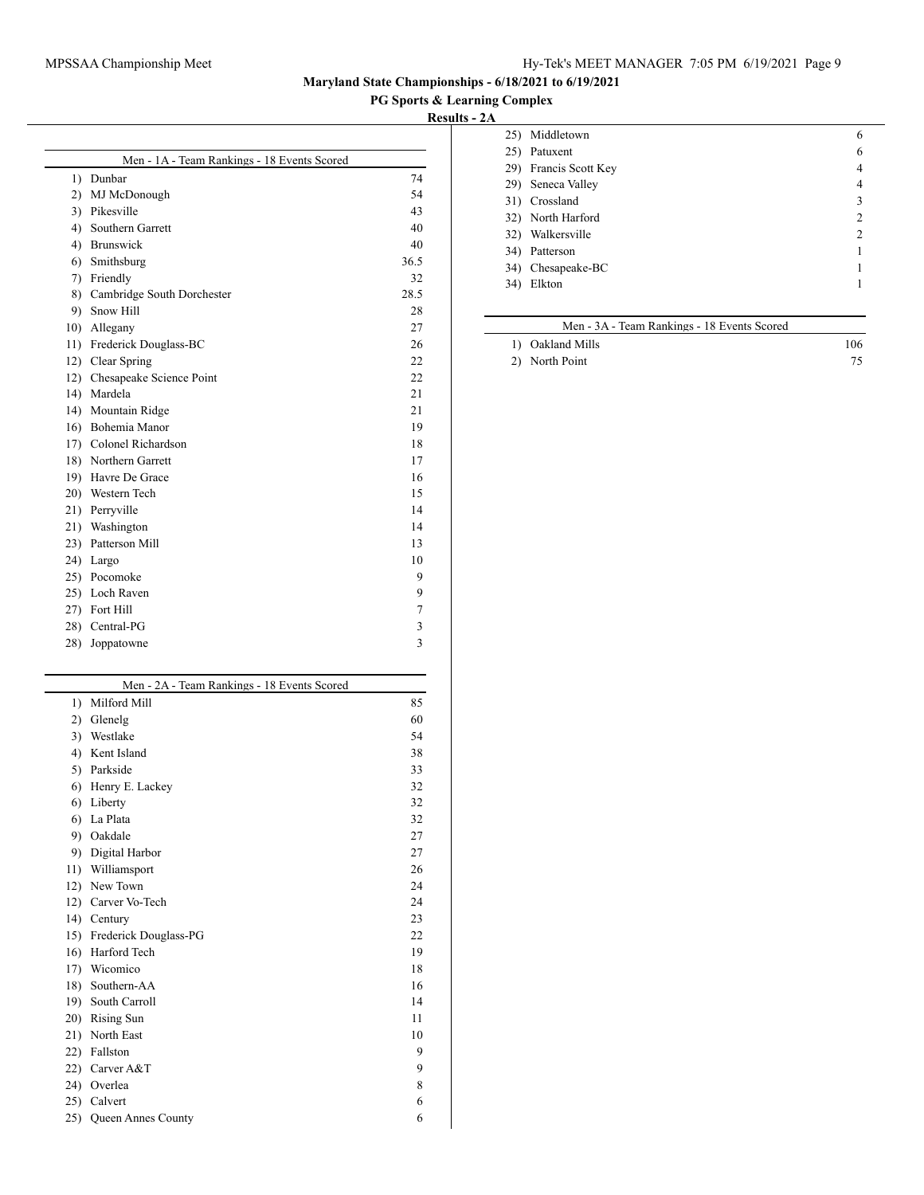# Maryland State Championships - 6/18/2021 to 6/19/2021

## PG Sports & Learning Complex

### Results - 2A

**Men - 1A - Team Rankings - 18 Events Scored**

| Rank | Team | Points |
|---|---|---|
| 1) | Dunbar | 74 |
| 2) | MJ McDonough | 54 |
| 3) | Pikesville | 43 |
| 4) | Southern Garrett | 40 |
| 4) | Brunswick | 40 |
| 6) | Smithsburg | 36.5 |
| 7) | Friendly | 32 |
| 8) | Cambridge South Dorchester | 28.5 |
| 9) | Snow Hill | 28 |
| 10) | Allegany | 27 |
| 11) | Frederick Douglass-BC | 26 |
| 12) | Clear Spring | 22 |
| 12) | Chesapeake Science Point | 22 |
| 14) | Mardela | 21 |
| 14) | Mountain Ridge | 21 |
| 16) | Bohemia Manor | 19 |
| 17) | Colonel Richardson | 18 |
| 18) | Northern Garrett | 17 |
| 19) | Havre De Grace | 16 |
| 20) | Western Tech | 15 |
| 21) | Perryville | 14 |
| 21) | Washington | 14 |
| 23) | Patterson Mill | 13 |
| 24) | Largo | 10 |
| 25) | Pocomoke | 9 |
| 25) | Loch Raven | 9 |
| 27) | Fort Hill | 7 |
| 28) | Central-PG | 3 |
| 28) | Joppatowne | 3 |

**Men - 2A - Team Rankings - 18 Events Scored**

| Rank | Team | Points |
|---|---|---|
| 1) | Milford Mill | 85 |
| 2) | Glenelg | 60 |
| 3) | Westlake | 54 |
| 4) | Kent Island | 38 |
| 5) | Parkside | 33 |
| 6) | Henry E. Lackey | 32 |
| 6) | Liberty | 32 |
| 6) | La Plata | 32 |
| 9) | Oakdale | 27 |
| 9) | Digital Harbor | 27 |
| 11) | Williamsport | 26 |
| 12) | New Town | 24 |
| 12) | Carver Vo-Tech | 24 |
| 14) | Century | 23 |
| 15) | Frederick Douglass-PG | 22 |
| 16) | Harford Tech | 19 |
| 17) | Wicomico | 18 |
| 18) | Southern-AA | 16 |
| 19) | South Carroll | 14 |
| 20) | Rising Sun | 11 |
| 21) | North East | 10 |
| 22) | Fallston | 9 |
| 22) | Carver A&T | 9 |
| 24) | Overlea | 8 |
| 25) | Calvert | 6 |
| 25) | Queen Annes County | 6 |
| 25) | Middletown | 6 |
| 25) | Patuxent | 6 |
| 29) | Francis Scott Key | 4 |
| 29) | Seneca Valley | 4 |
| 31) | Crossland | 3 |
| 32) | North Harford | 2 |
| 32) | Walkersville | 2 |
| 34) | Patterson | 1 |
| 34) | Chesapeake-BC | 1 |
| 34) | Elkton | 1 |

**Men - 3A - Team Rankings - 18 Events Scored**

| Rank | Team | Points |
|---|---|---|
| 1) | Oakland Mills | 106 |
| 2) | North Point | 75 |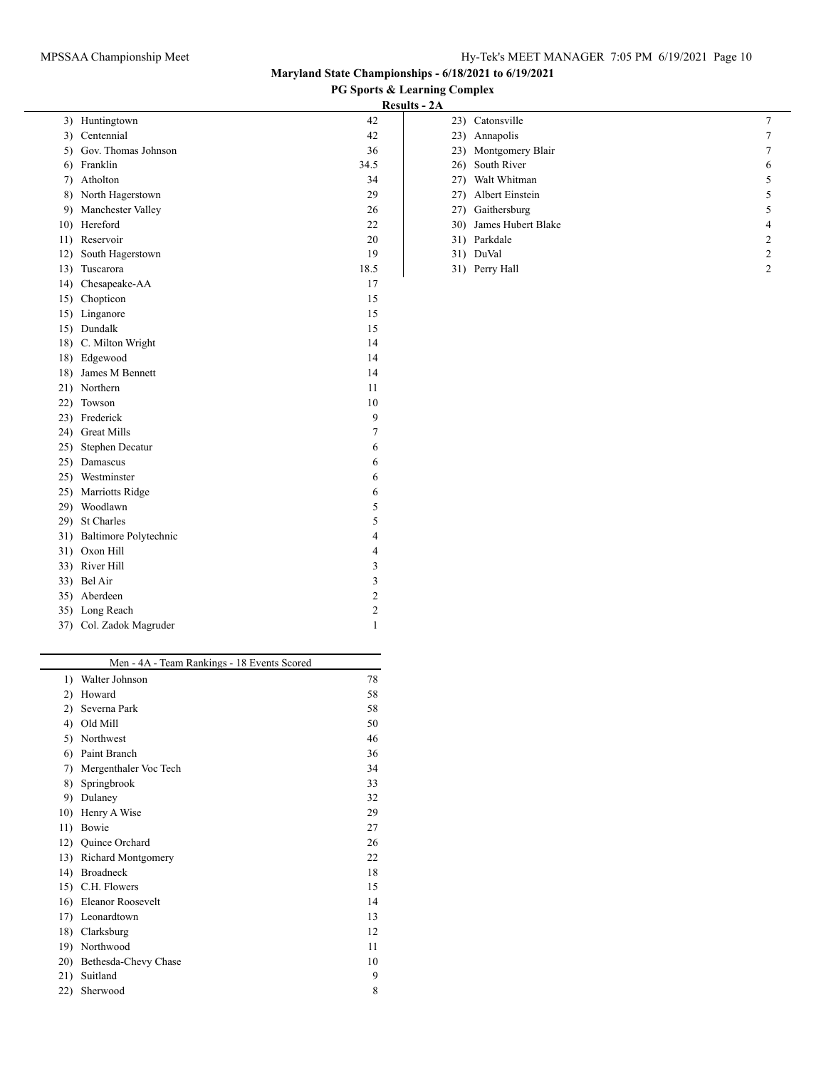## Maryland State Championships - 6/18/2021 to 6/19/2021

### PG Sports & Learning Complex

#### Results - 2A

| | | |
|---|---|---|
| 3) | Huntingtown | 42 |
| 3) | Centennial | 42 |
| 5) | Gov. Thomas Johnson | 36 |
| 6) | Franklin | 34.5 |
| 7) | Atholton | 34 |
| 8) | North Hagerstown | 29 |
| 9) | Manchester Valley | 26 |
| 10) | Hereford | 22 |
| 11) | Reservoir | 20 |
| 12) | South Hagerstown | 19 |
| 13) | Tuscarora | 18.5 |
| 14) | Chesapeake-AA | 17 |
| 15) | Chopticon | 15 |
| 15) | Linganore | 15 |
| 15) | Dundalk | 15 |
| 18) | C. Milton Wright | 14 |
| 18) | Edgewood | 14 |
| 18) | James M Bennett | 14 |
| 21) | Northern | 11 |
| 22) | Towson | 10 |
| 23) | Frederick | 9 |
| 24) | Great Mills | 7 |
| 25) | Stephen Decatur | 6 |
| 25) | Damascus | 6 |
| 25) | Westminster | 6 |
| 25) | Marriotts Ridge | 6 |
| 29) | Woodlawn | 5 |
| 29) | St Charles | 5 |
| 31) | Baltimore Polytechnic | 4 |
| 31) | Oxon Hill | 4 |
| 33) | River Hill | 3 |
| 33) | Bel Air | 3 |
| 35) | Aberdeen | 2 |
| 35) | Long Reach | 2 |
| 37) | Col. Zadok Magruder | 1 |

| Men - 4A - Team Rankings - 18 Events Scored | | |
|---|---|---|
| 1) | Walter Johnson | 78 |
| 2) | Howard | 58 |
| 2) | Severna Park | 58 |
| 4) | Old Mill | 50 |
| 5) | Northwest | 46 |
| 6) | Paint Branch | 36 |
| 7) | Mergenthaler Voc Tech | 34 |
| 8) | Springbrook | 33 |
| 9) | Dulaney | 32 |
| 10) | Henry A Wise | 29 |
| 11) | Bowie | 27 |
| 12) | Quince Orchard | 26 |
| 13) | Richard Montgomery | 22 |
| 14) | Broadneck | 18 |
| 15) | C.H. Flowers | 15 |
| 16) | Eleanor Roosevelt | 14 |
| 17) | Leonardtown | 13 |
| 18) | Clarksburg | 12 |
| 19) | Northwood | 11 |
| 20) | Bethesda-Chevy Chase | 10 |
| 21) | Suitland | 9 |
| 22) | Sherwood | 8 |
| 23) | Catonsville | 7 |
| 23) | Annapolis | 7 |
| 23) | Montgomery Blair | 7 |
| 26) | South River | 6 |
| 27) | Walt Whitman | 5 |
| 27) | Albert Einstein | 5 |
| 27) | Gaithersburg | 5 |
| 30) | James Hubert Blake | 4 |
| 31) | Parkdale | 2 |
| 31) | DuVal | 2 |
| 31) | Perry Hall | 2 |